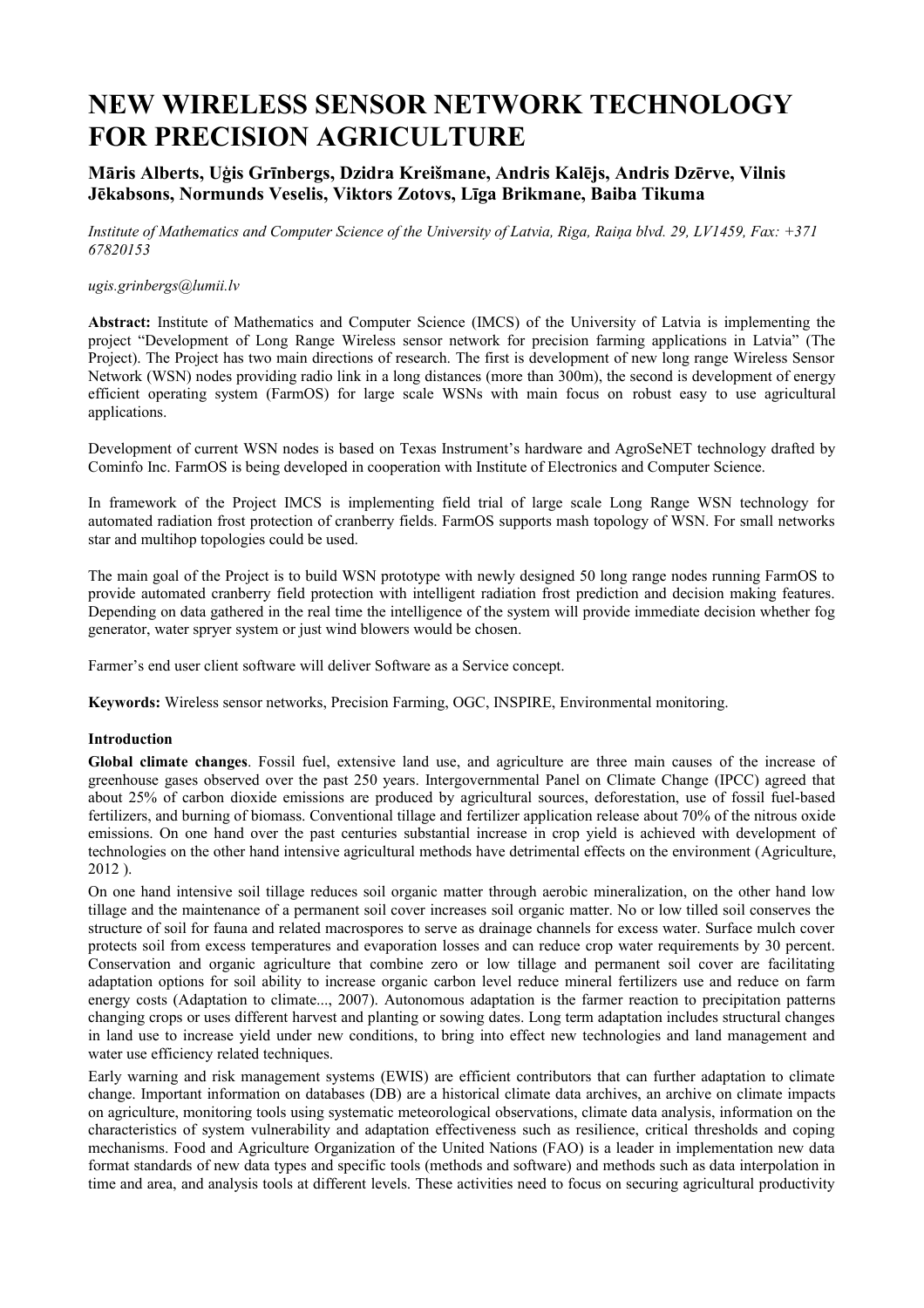# NEW WIRELESS SENSOR NETWORK TECHNOLOGY FOR PRECISION AGRICULTURE

**Māris Alberts, Uģis Grīnbergs, Dzidra Kreišmane, Andris Kalējs, Andris Dzērve, Vilnis Jēkabsons, Normunds Veselis, Viktors Zotovs, Līga Brikmane, Baiba Tikuma**

*Institute of Mathematics and Computer Science of the University of Latvia, Riga, Raiņa blvd. 29, LV1459, Fax: +371 67820153*

*ugis.grinbergs@lumii.lv*

**Abstract:** Institute of Mathematics and Computer Science (IMCS) of the University of Latvia is implementing the project "Development of Long Range Wireless sensor network for precision farming applications in Latvia" (The Project). The Project has two main directions of research. The first is development of new long range Wireless Sensor Network (WSN) nodes providing radio link in a long distances (more than 300m), the second is development of energy efficient operating system (FarmOS) for large scale WSNs with main focus on robust easy to use agricultural applications.

Development of current WSN nodes is based on Texas Instrument's hardware and AgroSeNET technology drafted by Cominfo Inc. FarmOS is being developed in cooperation with Institute of Electronics and Computer Science.

In framework of the Project IMCS is implementing field trial of large scale Long Range WSN technology for automated radiation frost protection of cranberry fields. FarmOS supports mash topology of WSN. For small networks star and multihop topologies could be used.

The main goal of the Project is to build WSN prototype with newly designed 50 long range nodes running FarmOS to provide automated cranberry field protection with intelligent radiation frost prediction and decision making features. Depending on data gathered in the real time the intelligence of the system will provide immediate decision whether fog generator, water spryer system or just wind blowers would be chosen.

Farmer's end user client software will deliver Software as a Service concept.

**Keywords:** Wireless sensor networks, Precision Farming, OGC, INSPIRE, Environmental monitoring.

## Introduction

**Global climate changes**. Fossil fuel, extensive land use, and agriculture are three main causes of the increase of greenhouse gases observed over the past 250 years. Intergovernmental Panel on Climate Change (IPCC) agreed that about 25% of carbon dioxide emissions are produced by agricultural sources, deforestation, use of fossil fuel-based fertilizers, and burning of biomass. Conventional tillage and fertilizer application release about 70% of the nitrous oxide emissions. On one hand over the past centuries substantial increase in crop yield is achieved with development of technologies on the other hand intensive agricultural methods have detrimental effects on the environment (Agriculture, 2012 ).

On one hand intensive soil tillage reduces soil organic matter through aerobic mineralization, on the other hand low tillage and the maintenance of a permanent soil cover increases soil organic matter. No or low tilled soil conserves the structure of soil for fauna and related macrospores to serve as drainage channels for excess water. Surface mulch cover protects soil from excess temperatures and evaporation losses and can reduce crop water requirements by 30 percent. Conservation and organic agriculture that combine zero or low tillage and permanent soil cover are facilitating adaptation options for soil ability to increase organic carbon level reduce mineral fertilizers use and reduce on farm energy costs (Adaptation to climate..., 2007). Autonomous adaptation is the farmer reaction to precipitation patterns changing crops or uses different harvest and planting or sowing dates. Long term adaptation includes structural changes in land use to increase yield under new conditions, to bring into effect new technologies and land management and water use efficiency related techniques.

Early warning and risk management systems (EWIS) are efficient contributors that can further adaptation to climate change. Important information on databases (DB) are a historical climate data archives, an archive on climate impacts on agriculture, monitoring tools using systematic meteorological observations, climate data analysis, information on the characteristics of system vulnerability and adaptation effectiveness such as resilience, critical thresholds and coping mechanisms. Food and Agriculture Organization of the United Nations (FAO) is a leader in implementation new data format standards of new data types and specific tools (methods and software) and methods such as data interpolation in time and area, and analysis tools at different levels. These activities need to focus on securing agricultural productivity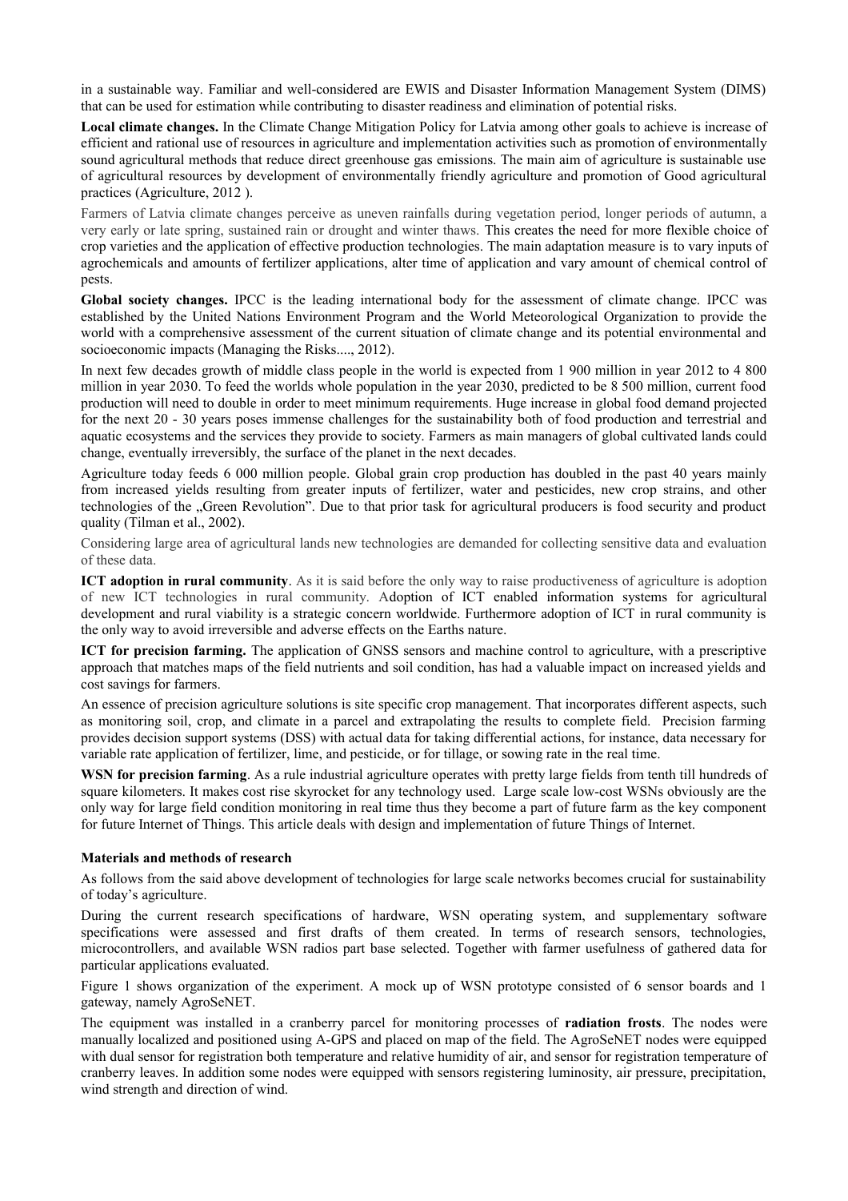in a sustainable way. Familiar and well-considered are EWIS and Disaster Information Management System (DIMS) that can be used for estimation while contributing to disaster readiness and elimination of potential risks.

**Local climate changes.** In the Climate Change Mitigation Policy for Latvia among other goals to achieve is increase of efficient and rational use of resources in agriculture and implementation activities such as promotion of environmentally sound agricultural methods that reduce direct greenhouse gas emissions. The main aim of agriculture is sustainable use of agricultural resources by development of environmentally friendly agriculture and promotion of Good agricultural practices (Agriculture, 2012 ).

Farmers of Latvia climate changes perceive as uneven rainfalls during vegetation period, longer periods of autumn, a very early or late spring, sustained rain or drought and winter thaws. This creates the need for more flexible choice of crop varieties and the application of effective production technologies. The main adaptation measure is to vary inputs of agrochemicals and amounts of fertilizer applications, alter time of application and vary amount of chemical control of pests.

**Global society changes.** IPCC is the leading international body for the assessment of climate change. IPCC was established by the United Nations Environment Program and the World Meteorological Organization to provide the world with a comprehensive assessment of the current situation of climate change and its potential environmental and socioeconomic impacts (Managing the Risks...., 2012).

In next few decades growth of middle class people in the world is expected from 1 900 million in year 2012 to 4 800 million in year 2030. To feed the worlds whole population in the year 2030, predicted to be 8 500 million, current food production will need to double in order to meet minimum requirements. Huge increase in global food demand projected for the next 20 - 30 years poses immense challenges for the sustainability both of food production and terrestrial and aquatic ecosystems and the services they provide to society. Farmers as main managers of global cultivated lands could change, eventually irreversibly, the surface of the planet in the next decades.

Agriculture today feeds 6 000 million people. Global grain crop production has doubled in the past 40 years mainly from increased yields resulting from greater inputs of fertilizer, water and pesticides, new crop strains, and other technologies of the „Green Revolution". Due to that prior task for agricultural producers is food security and product quality (Tilman et al., 2002).

Considering large area of agricultural lands new technologies are demanded for collecting sensitive data and evaluation of these data.

**ICT adoption in rural community**. As it is said before the only way to raise productiveness of agriculture is adoption of new ICT technologies in rural community. Adoption of ICT enabled information systems for agricultural development and rural viability is a strategic concern worldwide. Furthermore adoption of ICT in rural community is the only way to avoid irreversible and adverse effects on the Earths nature.

**ICT for precision farming.** The application of GNSS sensors and machine control to agriculture, with a prescriptive approach that matches maps of the field nutrients and soil condition, has had a valuable impact on increased yields and cost savings for farmers.

An essence of precision agriculture solutions is site specific crop management. That incorporates different aspects, such as monitoring soil, crop, and climate in a parcel and extrapolating the results to complete field. Precision farming provides decision support systems (DSS) with actual data for taking differential actions, for instance, data necessary for variable rate application of fertilizer, lime, and pesticide, or for tillage, or sowing rate in the real time.

**WSN for precision farming**. As a rule industrial agriculture operates with pretty large fields from tenth till hundreds of square kilometers. It makes cost rise skyrocket for any technology used. Large scale low-cost WSNs obviously are the only way for large field condition monitoring in real time thus they become a part of future farm as the key component for future Internet of Things. This article deals with design and implementation of future Things of Internet.

**Materials and methods of research**

As follows from the said above development of technologies for large scale networks becomes crucial for sustainability of today's agriculture.

During the current research specifications of hardware, WSN operating system, and supplementary software specifications were assessed and first drafts of them created. In terms of research sensors, technologies, microcontrollers, and available WSN radios part base selected. Together with farmer usefulness of gathered data for particular applications evaluated.

Figure 1 shows organization of the experiment. A mock up of WSN prototype consisted of 6 sensor boards and 1 gateway, namely AgroSeNET.

The equipment was installed in a cranberry parcel for monitoring processes of **radiation frosts**. The nodes were manually localized and positioned using A-GPS and placed on map of the field. The AgroSeNET nodes were equipped with dual sensor for registration both temperature and relative humidity of air, and sensor for registration temperature of cranberry leaves. In addition some nodes were equipped with sensors registering luminosity, air pressure, precipitation, wind strength and direction of wind.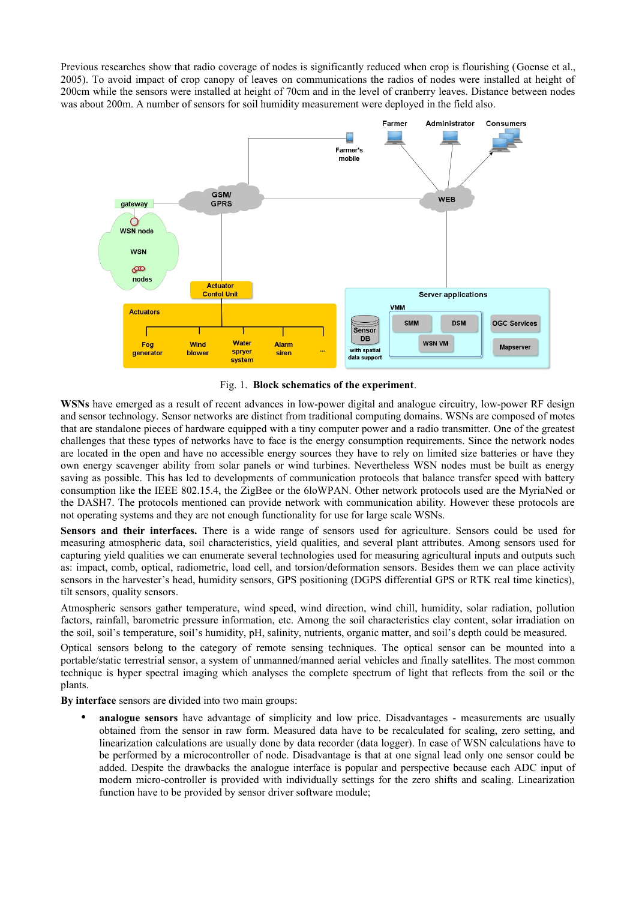Previous researches show that radio coverage of nodes is significantly reduced when crop is flourishing (Goense et al., 2005). To avoid impact of crop canopy of leaves on communications the radios of nodes were installed at height of 200cm while the sensors were installed at height of 70cm and in the level of cranberry leaves. Distance between nodes was about 200m. A number of sensors for soil humidity measurement were deployed in the field also.

Fig. 1. **Block schematics of the experiment**.

**WSNs** have emerged as a result of recent advances in low-power digital and analogue circuitry, low-power RF design and sensor technology. Sensor networks are distinct from traditional computing domains. WSNs are composed of motes that are standalone pieces of hardware equipped with a tiny computer power and a radio transmitter. One of the greatest challenges that these types of networks have to face is the energy consumption requirements. Since the network nodes are located in the open and have no accessible energy sources they have to rely on limited size batteries or have they own energy scavenger ability from solar panels or wind turbines. Nevertheless WSN nodes must be built as energy saving as possible. This has led to developments of communication protocols that balance transfer speed with battery consumption like the IEEE 802.15.4, the ZigBee or the 6loWPAN. Other network protocols used are the MyriaNed or the DASH7. The protocols mentioned can provide network with communication ability. However these protocols are not operating systems and they are not enough functionality for use for large scale WSNs.

**Sensors and their interfaces.** There is a wide range of sensors used for agriculture. Sensors could be used for measuring atmospheric data, soil characteristics, yield qualities, and several plant attributes. Among sensors used for capturing yield qualities we can enumerate several technologies used for measuring agricultural inputs and outputs such as: impact, comb, optical, radiometric, load cell, and torsion/deformation sensors. Besides them we can place activity sensors in the harvester's head, humidity sensors, GPS positioning (DGPS differential GPS or RTK real time kinetics), tilt sensors, quality sensors.

Atmospheric sensors gather temperature, wind speed, wind direction, wind chill, humidity, solar radiation, pollution factors, rainfall, barometric pressure information, etc. Among the soil characteristics clay content, solar irradiation on the soil, soil's temperature, soil's humidity, pH, salinity, nutrients, organic matter, and soil's depth could be measured.

Optical sensors belong to the category of remote sensing techniques. The optical sensor can be mounted into a portable/static terrestrial sensor, a system of unmanned/manned aerial vehicles and finally satellites. The most common technique is hyper spectral imaging which analyses the complete spectrum of light that reflects from the soil or the plants.

**By interface** sensors are divided into two main groups:

- **analogue sensors** have advantage of simplicity and low price. Disadvantages - measurements are usually obtained from the sensor in raw form. Measured data have to be recalculated for scaling, zero setting, and linearization calculations are usually done by data recorder (data logger). In case of WSN calculations have to be performed by a microcontroller of node. Disadvantage is that at one signal lead only one sensor could be added. Despite the drawbacks the analogue interface is popular and perspective because each ADC input of modern micro-controller is provided with individually settings for the zero shifts and scaling. Linearization function have to be provided by sensor driver software module;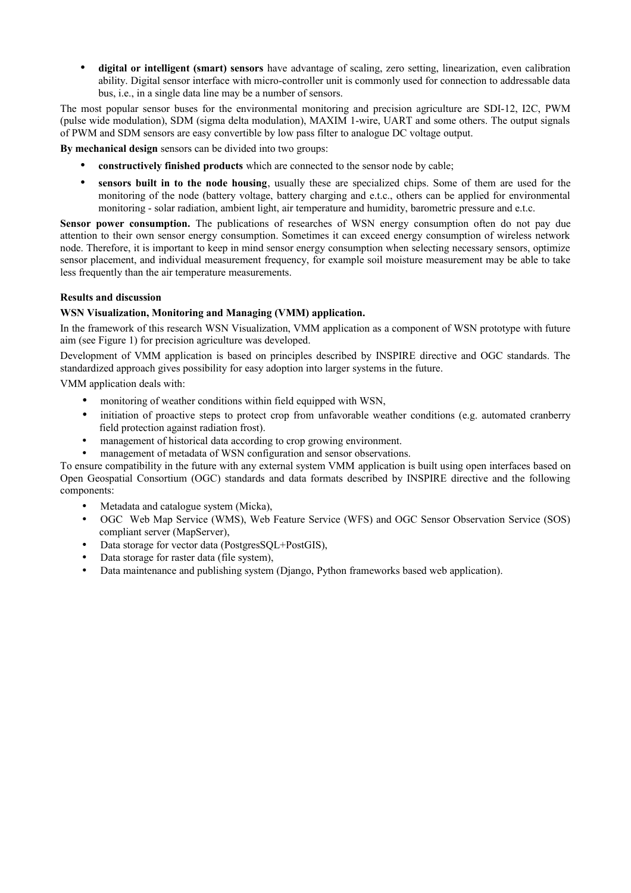- **digital or intelligent (smart) sensors** have advantage of scaling, zero setting, linearization, even calibration ability. Digital sensor interface with micro-controller unit is commonly used for connection to addressable data bus, i.e., in a single data line may be a number of sensors.

The most popular sensor buses for the environmental monitoring and precision agriculture are SDI-12, I2C, PWM (pulse wide modulation), SDM (sigma delta modulation), MAXIM 1-wire, UART and some others. The output signals of PWM and SDM sensors are easy convertible by low pass filter to analogue DC voltage output.

**By mechanical design** sensors can be divided into two groups:

- **constructively finished products** which are connected to the sensor node by cable;
- **sensors built in to the node housing**, usually these are specialized chips. Some of them are used for the monitoring of the node (battery voltage, battery charging and e.t.c., others can be applied for environmental monitoring - solar radiation, ambient light, air temperature and humidity, barometric pressure and e.t.c.

**Sensor power consumption.** The publications of researches of WSN energy consumption often do not pay due attention to their own sensor energy consumption. Sometimes it can exceed energy consumption of wireless network node. Therefore, it is important to keep in mind sensor energy consumption when selecting necessary sensors, optimize sensor placement, and individual measurement frequency, for example soil moisture measurement may be able to take less frequently than the air temperature measurements.

**Results and discussion**

**WSN Visualization, Monitoring and Managing (VMM) application.**

In the framework of this research WSN Visualization, VMM application as a component of WSN prototype with future aim (see Figure 1) for precision agriculture was developed.

Development of VMM application is based on principles described by INSPIRE directive and OGC standards. The standardized approach gives possibility for easy adoption into larger systems in the future.

VMM application deals with:

- monitoring of weather conditions within field equipped with WSN,
- initiation of proactive steps to protect crop from unfavorable weather conditions (e.g. automated cranberry field protection against radiation frost).
- management of historical data according to crop growing environment.
- management of metadata of WSN configuration and sensor observations.

To ensure compatibility in the future with any external system VMM application is built using open interfaces based on Open Geospatial Consortium (OGC) standards and data formats described by INSPIRE directive and the following components:

- Metadata and catalogue system (Micka),
- OGC Web Map Service (WMS), Web Feature Service (WFS) and OGC Sensor Observation Service (SOS) compliant server (MapServer),
- Data storage for vector data (PostgresSQL+PostGIS),
- Data storage for raster data (file system),
- Data maintenance and publishing system (Django, Python frameworks based web application).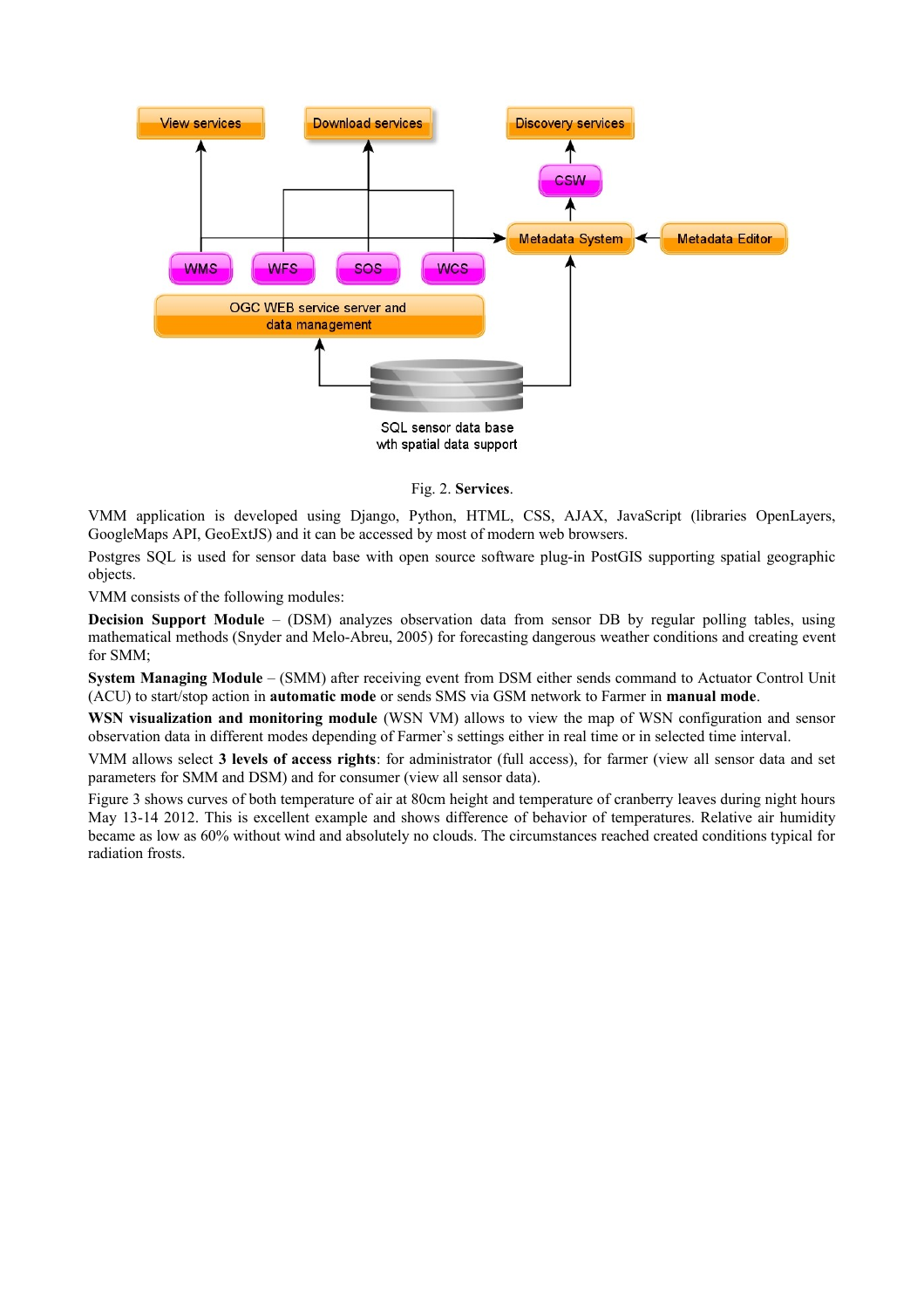Fig. 2. **Services**.

VMM application is developed using Django, Python, HTML, CSS, AJAX, JavaScript (libraries OpenLayers, GoogleMaps API, GeoExtJS) and it can be accessed by most of modern web browsers.

Postgres SQL is used for sensor data base with open source software plug-in PostGIS supporting spatial geographic objects.

VMM consists of the following modules:

**Decision Support Module** – (DSM) analyzes observation data from sensor DB by regular polling tables, using mathematical methods (Snyder and Melo-Abreu, 2005) for forecasting dangerous weather conditions and creating event for SMM;

**System Managing Module** – (SMM) after receiving event from DSM either sends command to Actuator Control Unit (ACU) to start/stop action in **automatic mode** or sends SMS via GSM network to Farmer in **manual mode**.

**WSN visualization and monitoring module** (WSN VM) allows to view the map of WSN configuration and sensor observation data in different modes depending of Farmer`s settings either in real time or in selected time interval.

VMM allows select **3 levels of access rights**: for administrator (full access), for farmer (view all sensor data and set parameters for SMM and DSM) and for consumer (view all sensor data).

Figure 3 shows curves of both temperature of air at 80cm height and temperature of cranberry leaves during night hours May 13-14 2012. This is excellent example and shows difference of behavior of temperatures. Relative air humidity became as low as 60% without wind and absolutely no clouds. The circumstances reached created conditions typical for radiation frosts.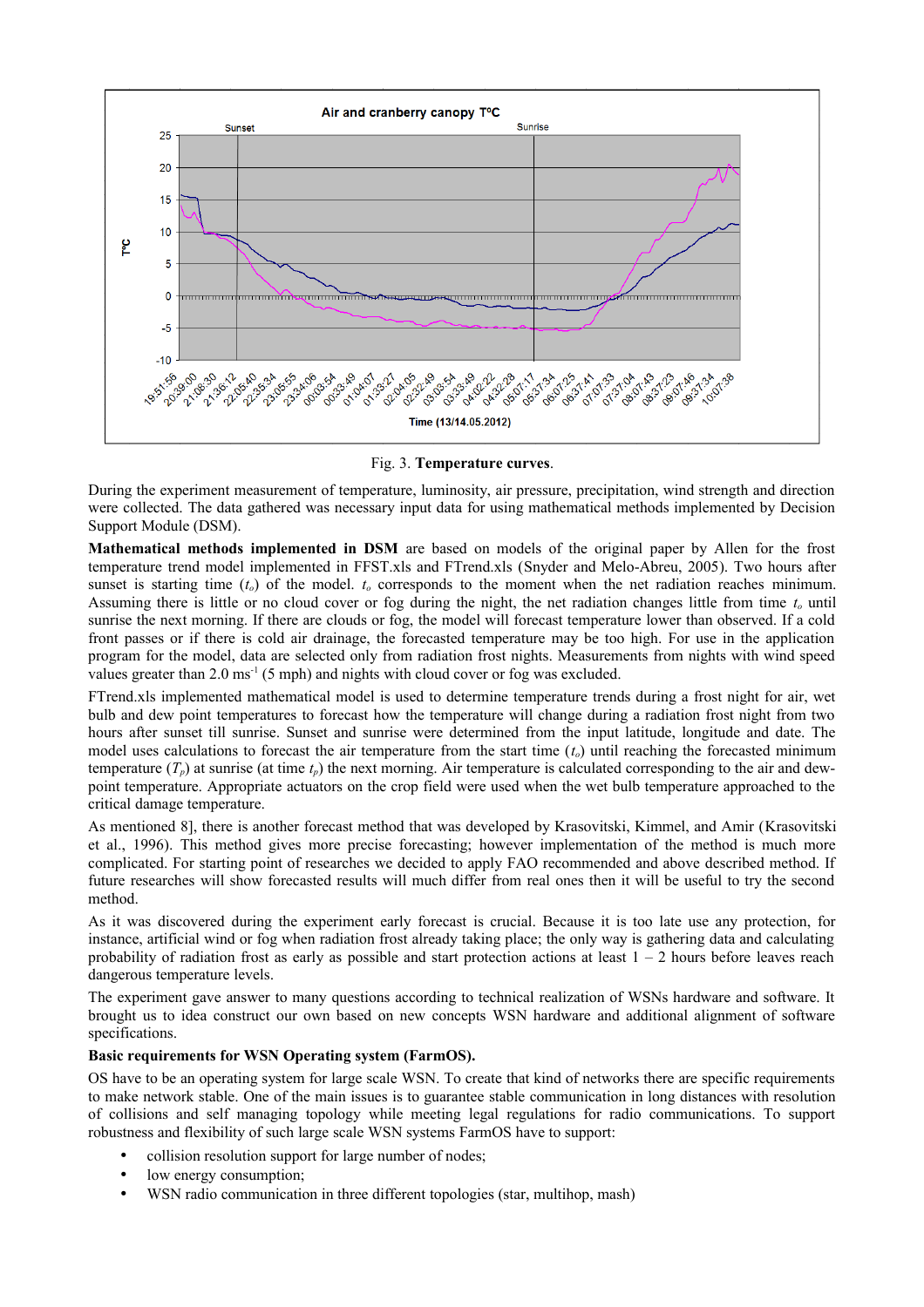Fig. 3. **Temperature curves**.

During the experiment measurement of temperature, luminosity, air pressure, precipitation, wind strength and direction were collected. The data gathered was necessary input data for using mathematical methods implemented by Decision Support Module (DSM).

**Mathematical methods implemented in DSM** are based on models of the original paper by Allen for the frost temperature trend model implemented in FFST.xls and FTrend.xls (Snyder and Melo-Abreu, 2005). Two hours after sunset is starting time ($t_o$) of the model. $t_o$ corresponds to the moment when the net radiation reaches minimum. Assuming there is little or no cloud cover or fog during the night, the net radiation changes little from time $t_o$ until sunrise the next morning. If there are clouds or fog, the model will forecast temperature lower than observed. If a cold front passes or if there is cold air drainage, the forecasted temperature may be too high. For use in the application program for the model, data are selected only from radiation frost nights. Measurements from nights with wind speed values greater than 2.0 $ms^{-1}$ (5 mph) and nights with cloud cover or fog was excluded.

FTrend.xls implemented mathematical model is used to determine temperature trends during a frost night for air, wet bulb and dew point temperatures to forecast how the temperature will change during a radiation frost night from two hours after sunset till sunrise. Sunset and sunrise were determined from the input latitude, longitude and date. The model uses calculations to forecast the air temperature from the start time ($t_o$) until reaching the forecasted minimum temperature ($T_p$) at sunrise (at time $t_p$) the next morning. Air temperature is calculated corresponding to the air and dew-point temperature. Appropriate actuators on the crop field were used when the wet bulb temperature approached to the critical damage temperature.

As mentioned 8], there is another forecast method that was developed by Krasovitski, Kimmel, and Amir (Krasovitski et al., 1996). This method gives more precise forecasting; however implementation of the method is much more complicated. For starting point of researches we decided to apply FAO recommended and above described method. If future researches will show forecasted results will much differ from real ones then it will be useful to try the second method.

As it was discovered during the experiment early forecast is crucial. Because it is too late use any protection, for instance, artificial wind or fog when radiation frost already taking place; the only way is gathering data and calculating probability of radiation frost as early as possible and start protection actions at least 1 – 2 hours before leaves reach dangerous temperature levels.

The experiment gave answer to many questions according to technical realization of WSNs hardware and software. It brought us to idea construct our own based on new concepts WSN hardware and additional alignment of software specifications.

**Basic requirements for WSN Operating system (FarmOS).**

OS have to be an operating system for large scale WSN. To create that kind of networks there are specific requirements to make network stable. One of the main issues is to guarantee stable communication in long distances with resolution of collisions and self managing topology while meeting legal regulations for radio communications. To support robustness and flexibility of such large scale WSN systems FarmOS have to support:

- collision resolution support for large number of nodes;
- low energy consumption;
- WSN radio communication in three different topologies (star, multihop, mash)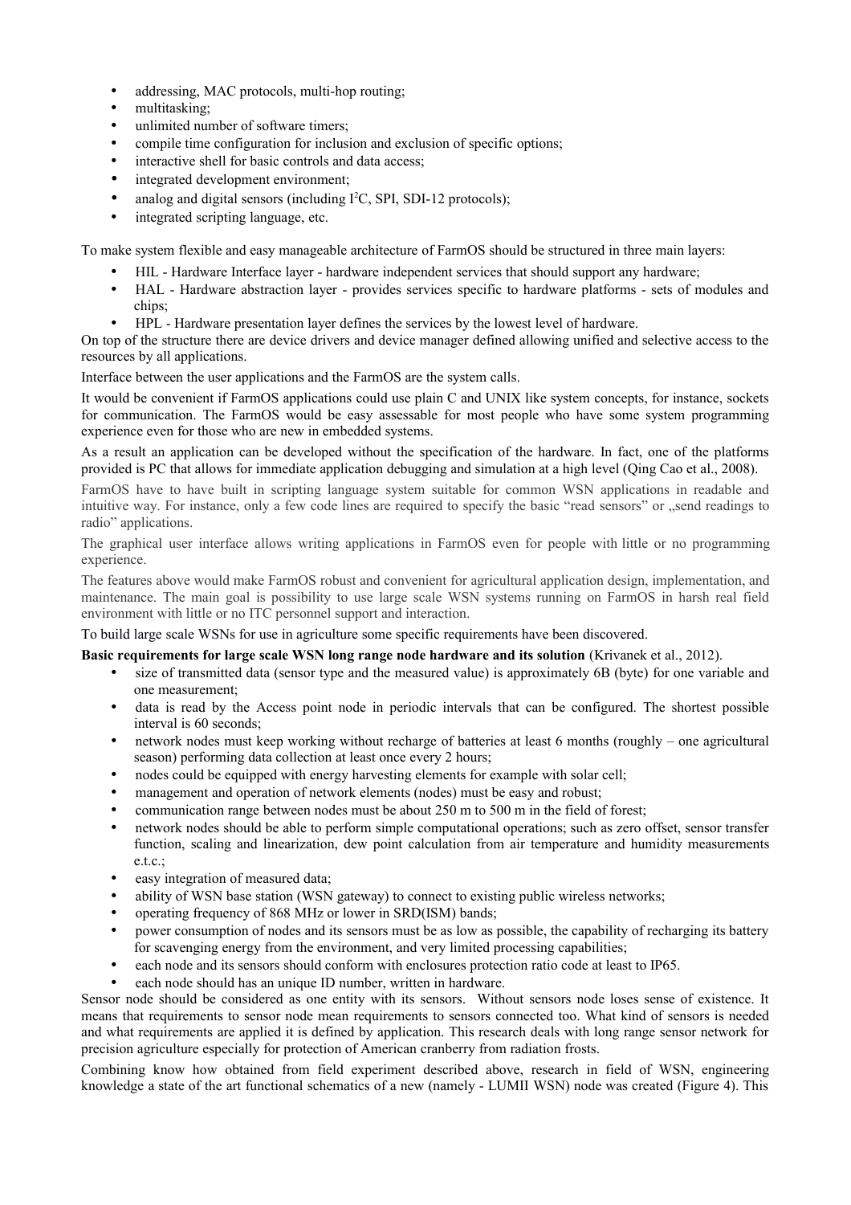- addressing, MAC protocols, multi-hop routing;
- multitasking;
- unlimited number of software timers;
- compile time configuration for inclusion and exclusion of specific options;
- interactive shell for basic controls and data access;
- integrated development environment;
- analog and digital sensors (including $I^2C$, SPI, SDI-12 protocols);
- integrated scripting language, etc.

To make system flexible and easy manageable architecture of FarmOS should be structured in three main layers:

- HIL - Hardware Interface layer - hardware independent services that should support any hardware;
- HAL - Hardware abstraction layer - provides services specific to hardware platforms - sets of modules and chips;
- HPL - Hardware presentation layer defines the services by the lowest level of hardware.

On top of the structure there are device drivers and device manager defined allowing unified and selective access to the resources by all applications.

Interface between the user applications and the FarmOS are the system calls.

It would be convenient if FarmOS applications could use plain C and UNIX like system concepts, for instance, sockets for communication. The FarmOS would be easy assessable for most people who have some system programming experience even for those who are new in embedded systems.

As a result an application can be developed without the specification of the hardware. In fact, one of the platforms provided is PC that allows for immediate application debugging and simulation at a high level (Qing Cao et al., 2008).

FarmOS have to have built in scripting language system suitable for common WSN applications in readable and intuitive way. For instance, only a few code lines are required to specify the basic "read sensors" or „send readings to radio" applications.

The graphical user interface allows writing applications in FarmOS even for people with little or no programming experience.

The features above would make FarmOS robust and convenient for agricultural application design, implementation, and maintenance. The main goal is possibility to use large scale WSN systems running on FarmOS in harsh real field environment with little or no ITC personnel support and interaction.

To build large scale WSNs for use in agriculture some specific requirements have been discovered.

**Basic requirements for large scale WSN long range node hardware and its solution** (Krivanek et al., 2012).

- size of transmitted data (sensor type and the measured value) is approximately 6B (byte) for one variable and one measurement;
- data is read by the Access point node in periodic intervals that can be configured. The shortest possible interval is 60 seconds;
- network nodes must keep working without recharge of batteries at least 6 months (roughly – one agricultural season) performing data collection at least once every 2 hours;
- nodes could be equipped with energy harvesting elements for example with solar cell;
- management and operation of network elements (nodes) must be easy and robust;
- communication range between nodes must be about 250 m to 500 m in the field of forest;
- network nodes should be able to perform simple computational operations; such as zero offset, sensor transfer function, scaling and linearization, dew point calculation from air temperature and humidity measurements e.t.c.;
- easy integration of measured data;
- ability of WSN base station (WSN gateway) to connect to existing public wireless networks;
- operating frequency of 868 MHz or lower in SRD(ISM) bands;
- power consumption of nodes and its sensors must be as low as possible, the capability of recharging its battery for scavenging energy from the environment, and very limited processing capabilities;
- each node and its sensors should conform with enclosures protection ratio code at least to IP65.
- each node should has an unique ID number, written in hardware.

Sensor node should be considered as one entity with its sensors. Without sensors node loses sense of existence. It means that requirements to sensor node mean requirements to sensors connected too. What kind of sensors is needed and what requirements are applied it is defined by application. This research deals with long range sensor network for precision agriculture especially for protection of American cranberry from radiation frosts.

Combining know how obtained from field experiment described above, research in field of WSN, engineering knowledge a state of the art functional schematics of a new (namely - LUMII WSN) node was created (Figure 4). This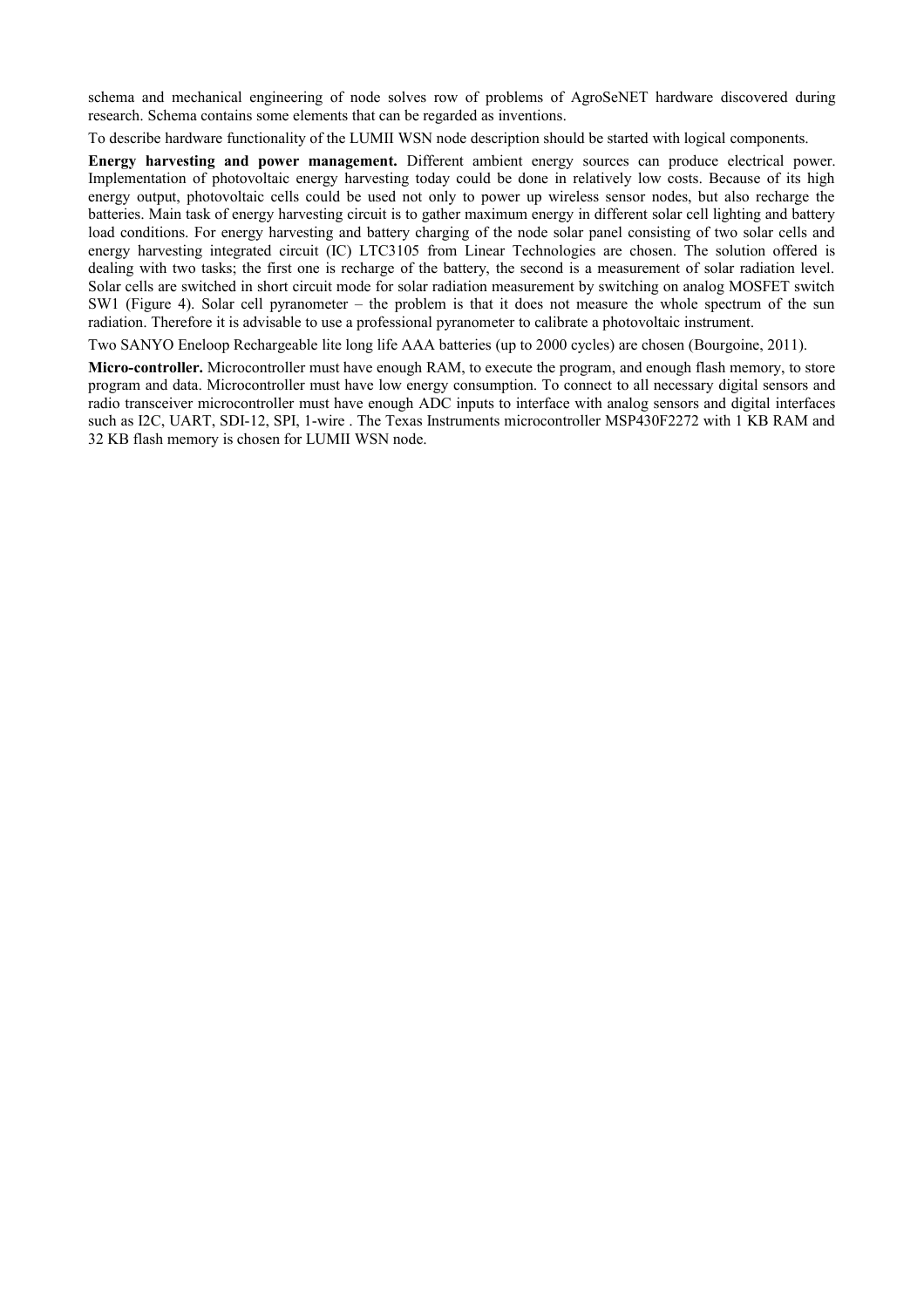schema and mechanical engineering of node solves row of problems of AgroSeNET hardware discovered during research. Schema contains some elements that can be regarded as inventions.

To describe hardware functionality of the LUMII WSN node description should be started with logical components.

**Energy harvesting and power management.** Different ambient energy sources can produce electrical power. Implementation of photovoltaic energy harvesting today could be done in relatively low costs. Because of its high energy output, photovoltaic cells could be used not only to power up wireless sensor nodes, but also recharge the batteries. Main task of energy harvesting circuit is to gather maximum energy in different solar cell lighting and battery load conditions. For energy harvesting and battery charging of the node solar panel consisting of two solar cells and energy harvesting integrated circuit (IC) LTC3105 from Linear Technologies are chosen. The solution offered is dealing with two tasks; the first one is recharge of the battery, the second is a measurement of solar radiation level. Solar cells are switched in short circuit mode for solar radiation measurement by switching on analog MOSFET switch SW1 (Figure 4). Solar cell pyranometer – the problem is that it does not measure the whole spectrum of the sun radiation. Therefore it is advisable to use a professional pyranometer to calibrate a photovoltaic instrument.

Two SANYO Eneloop Rechargeable lite long life AAA batteries (up to 2000 cycles) are chosen (Bourgoine, 2011).

**Micro-controller.** Microcontroller must have enough RAM, to execute the program, and enough flash memory, to store program and data. Microcontroller must have low energy consumption. To connect to all necessary digital sensors and radio transceiver microcontroller must have enough ADC inputs to interface with analog sensors and digital interfaces such as I2C, UART, SDI-12, SPI, 1-wire . The Texas Instruments microcontroller MSP430F2272 with 1 KB RAM and 32 KB flash memory is chosen for LUMII WSN node.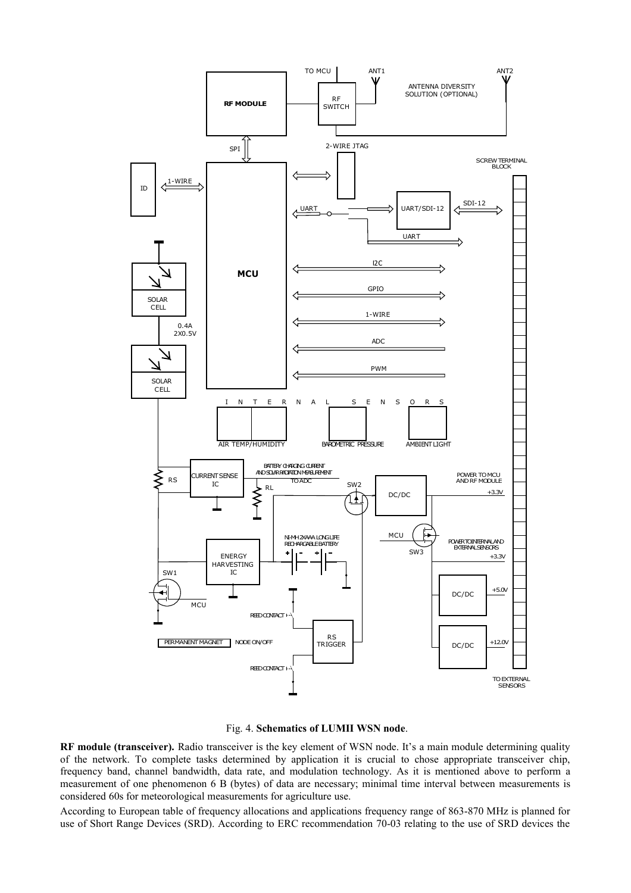Fig. 4. **Schematics of LUMII WSN node**.

**RF module (transceiver).** Radio transceiver is the key element of WSN node. It's a main module determining quality of the network. To complete tasks determined by application it is crucial to chose appropriate transceiver chip, frequency band, channel bandwidth, data rate, and modulation technology. As it is mentioned above to perform a measurement of one phenomenon 6 B (bytes) of data are necessary; minimal time interval between measurements is considered 60s for meteorological measurements for agriculture use.

According to European table of frequency allocations and applications frequency range of 863-870 MHz is planned for use of Short Range Devices (SRD). According to ERC recommendation 70-03 relating to the use of SRD devices the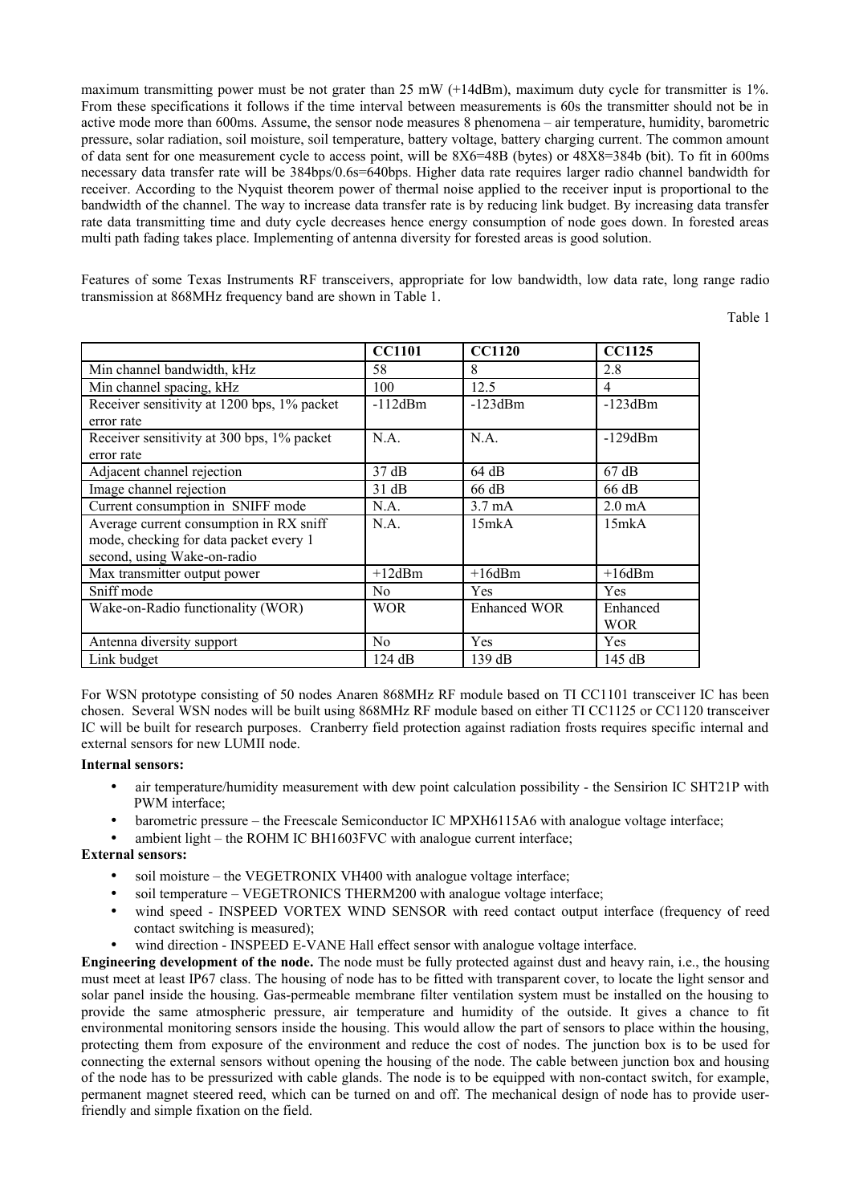maximum transmitting power must be not grater than 25 mW (+14dBm), maximum duty cycle for transmitter is 1%. From these specifications it follows if the time interval between measurements is 60s the transmitter should not be in active mode more than 600ms. Assume, the sensor node measures 8 phenomena – air temperature, humidity, barometric pressure, solar radiation, soil moisture, soil temperature, battery voltage, battery charging current. The common amount of data sent for one measurement cycle to access point, will be 8X6=48B (bytes) or 48X8=384b (bit). To fit in 600ms necessary data transfer rate will be 384bps/0.6s=640bps. Higher data rate requires larger radio channel bandwidth for receiver. According to the Nyquist theorem power of thermal noise applied to the receiver input is proportional to the bandwidth of the channel. The way to increase data transfer rate is by reducing link budget. By increasing data transfer rate data transmitting time and duty cycle decreases hence energy consumption of node goes down. In forested areas multi path fading takes place. Implementing of antenna diversity for forested areas is good solution.

Features of some Texas Instruments RF transceivers, appropriate for low bandwidth, low data rate, long range radio transmission at 868MHz frequency band are shown in Table 1.

Table 1

| | CC1101 | CC1120 | CC1125 |
|---|---|---|---|
| Min channel bandwidth, kHz | 58 | 8 | 2.8 |
| Min channel spacing, kHz | 100 | 12.5 | 4 |
| Receiver sensitivity at 1200 bps, 1% packet error rate | -112dBm | -123dBm | -123dBm |
| Receiver sensitivity at 300 bps, 1% packet error rate | N.A. | N.A. | -129dBm |
| Adjacent channel rejection | 37 dB | 64 dB | 67 dB |
| Image channel rejection | 31 dB | 66 dB | 66 dB |
| Current consumption in SNIFF mode | N.A. | 3.7 mA | 2.0 mA |
| Average current consumption in RX sniff mode, checking for data packet every 1 second, using Wake-on-radio | N.A. | 15mkA | 15mkA |
| Max transmitter output power | +12dBm | +16dBm | +16dBm |
| Sniff mode | No | Yes | Yes |
| Wake-on-Radio functionality (WOR) | WOR | Enhanced WOR | Enhanced WOR |
| Antenna diversity support | No | Yes | Yes |
| Link budget | 124 dB | 139 dB | 145 dB |

For WSN prototype consisting of 50 nodes Anaren 868MHz RF module based on TI CC1101 transceiver IC has been chosen. Several WSN nodes will be built using 868MHz RF module based on either TI CC1125 or CC1120 transceiver IC will be built for research purposes. Cranberry field protection against radiation frosts requires specific internal and external sensors for new LUMII node.

**Internal sensors:**

- air temperature/humidity measurement with dew point calculation possibility - the Sensirion IC SHT21P with PWM interface;
- barometric pressure – the Freescale Semiconductor IC MPXH6115A6 with analogue voltage interface;
- ambient light – the ROHM IC BH1603FVC with analogue current interface;

**External sensors:**

- soil moisture – the VEGETRONIX VH400 with analogue voltage interface;
- soil temperature – VEGETRONICS THERM200 with analogue voltage interface;
- wind speed - INSPEED VORTEX WIND SENSOR with reed contact output interface (frequency of reed contact switching is measured);
- wind direction - INSPEED E-VANE Hall effect sensor with analogue voltage interface.

**Engineering development of the node.** The node must be fully protected against dust and heavy rain, i.e., the housing must meet at least IP67 class. The housing of node has to be fitted with transparent cover, to locate the light sensor and solar panel inside the housing. Gas-permeable membrane filter ventilation system must be installed on the housing to provide the same atmospheric pressure, air temperature and humidity of the outside. It gives a chance to fit environmental monitoring sensors inside the housing. This would allow the part of sensors to place within the housing, protecting them from exposure of the environment and reduce the cost of nodes. The junction box is to be used for connecting the external sensors without opening the housing of the node. The cable between junction box and housing of the node has to be pressurized with cable glands. The node is to be equipped with non-contact switch, for example, permanent magnet steered reed, which can be turned on and off. The mechanical design of node has to provide user-friendly and simple fixation on the field.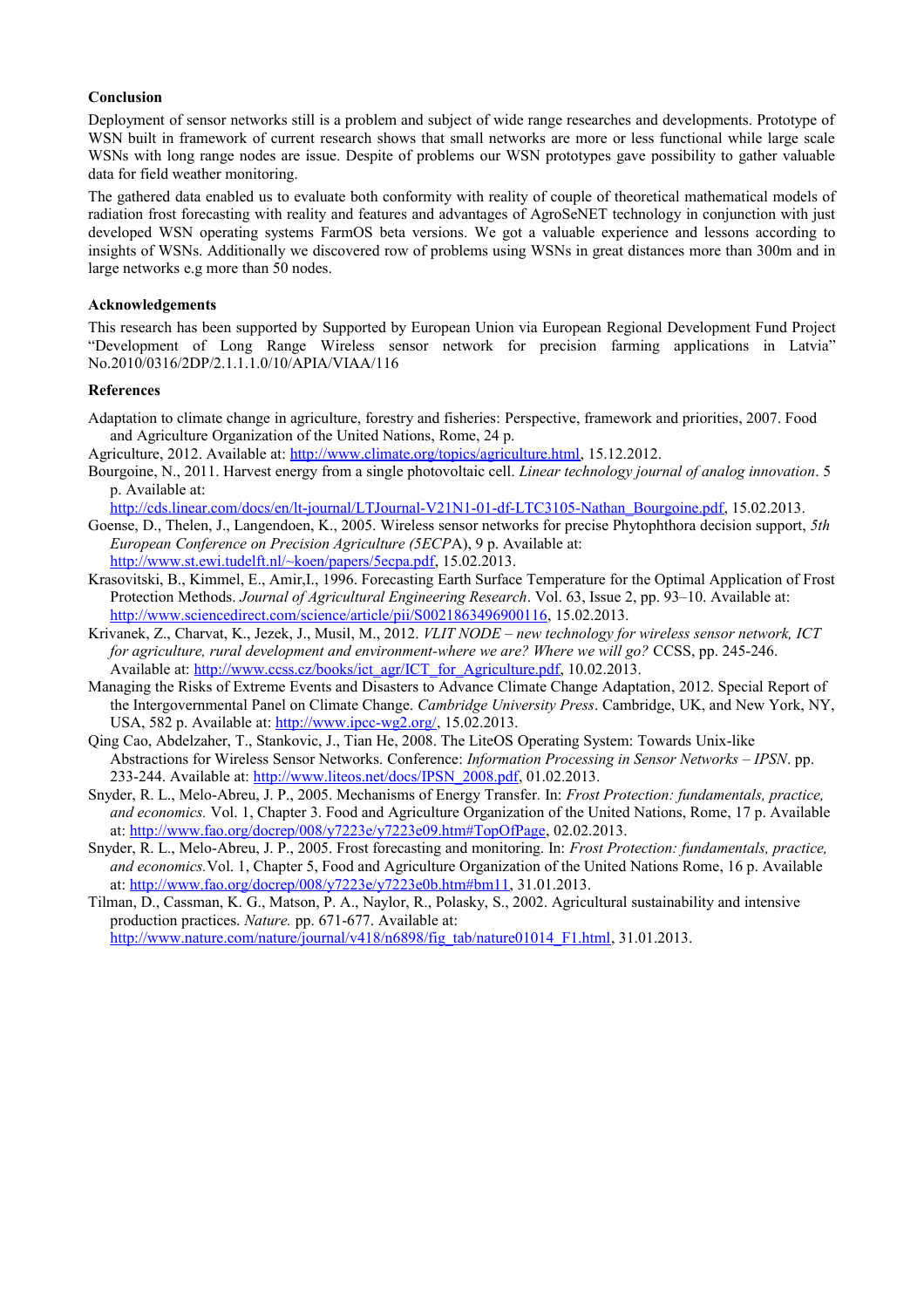**Conclusion**

Deployment of sensor networks still is a problem and subject of wide range researches and developments. Prototype of WSN built in framework of current research shows that small networks are more or less functional while large scale WSNs with long range nodes are issue. Despite of problems our WSN prototypes gave possibility to gather valuable data for field weather monitoring.

The gathered data enabled us to evaluate both conformity with reality of couple of theoretical mathematical models of radiation frost forecasting with reality and features and advantages of AgroSeNET technology in conjunction with just developed WSN operating systems FarmOS beta versions. We got a valuable experience and lessons according to insights of WSNs. Additionally we discovered row of problems using WSNs in great distances more than 300m and in large networks e.g more than 50 nodes.

**Acknowledgements**

This research has been supported by Supported by European Union via European Regional Development Fund Project "Development of Long Range Wireless sensor network for precision farming applications in Latvia" No.2010/0316/2DP/2.1.1.1.0/10/APIA/VIAA/116

**References**

Adaptation to climate change in agriculture, forestry and fisheries: Perspective, framework and priorities, 2007. Food and Agriculture Organization of the United Nations, Rome, 24 p.

Agriculture, 2012. Available at: http://www.climate.org/topics/agriculture.html, 15.12.2012.

Bourgoine, N., 2011. Harvest energy from a single photovoltaic cell. *Linear technology journal of analog innovation*. 5 p. Available at: http://cds.linear.com/docs/en/lt-journal/LTJournal-V21N1-01-df-LTC3105-Nathan_Bourgoine.pdf, 15.02.2013.

Goense, D., Thelen, J., Langendoen, K., 2005. Wireless sensor networks for precise Phytophthora decision support, *5th European Conference on Precision Agriculture (5ECPA*), 9 p. Available at: http://www.st.ewi.tudelft.nl/~koen/papers/5ecpa.pdf, 15.02.2013.

Krasovitski, B., Kimmel, E., Amir,I., 1996. Forecasting Earth Surface Temperature for the Optimal Application of Frost Protection Methods. *Journal of Agricultural Engineering Research*. Vol. 63, Issue 2, pp. 93–10. Available at: http://www.sciencedirect.com/science/article/pii/S0021863496900116, 15.02.2013.

Krivanek, Z., Charvat, K., Jezek, J., Musil, M., 2012. *VLIT NODE – new technology for wireless sensor network, ICT for agriculture, rural development and environment-where we are? Where we will go?* CCSS, pp. 245-246. Available at: http://www.ccss.cz/books/ict_agr/ICT_for_Agriculture.pdf, 10.02.2013.

Managing the Risks of Extreme Events and Disasters to Advance Climate Change Adaptation, 2012. Special Report of the Intergovernmental Panel on Climate Change. *Cambridge University Press*. Cambridge, UK, and New York, NY, USA, 582 p. Available at: http://www.ipcc-wg2.org/, 15.02.2013.

Qing Cao, Abdelzaher, T., Stankovic, J., Tian He, 2008. The LiteOS Operating System: Towards Unix-like Abstractions for Wireless Sensor Networks. Conference: *Information Processing in Sensor Networks – IPSN*. pp. 233-244. Available at: http://www.liteos.net/docs/IPSN_2008.pdf, 01.02.2013.

Snyder, R. L., Melo-Abreu, J. P., 2005. Mechanisms of Energy Transfer. In: *Frost Protection: fundamentals, practice, and economics.* Vol. 1, Chapter 3. Food and Agriculture Organization of the United Nations, Rome, 17 p. Available at: http://www.fao.org/docrep/008/y7223e/y7223e09.htm#TopOfPage, 02.02.2013.

Snyder, R. L., Melo-Abreu, J. P., 2005. Frost forecasting and monitoring. In: *Frost Protection: fundamentals, practice, and economics.* Vol. 1, Chapter 5, Food and Agriculture Organization of the United Nations Rome, 16 p. Available at: http://www.fao.org/docrep/008/y7223e/y7223e0b.htm#bm11, 31.01.2013.

Tilman, D., Cassman, K. G., Matson, P. A., Naylor, R., Polasky, S., 2002. Agricultural sustainability and intensive production practices. *Nature.* pp. 671-677. Available at: http://www.nature.com/nature/journal/v418/n6898/fig_tab/nature01014_F1.html, 31.01.2013.